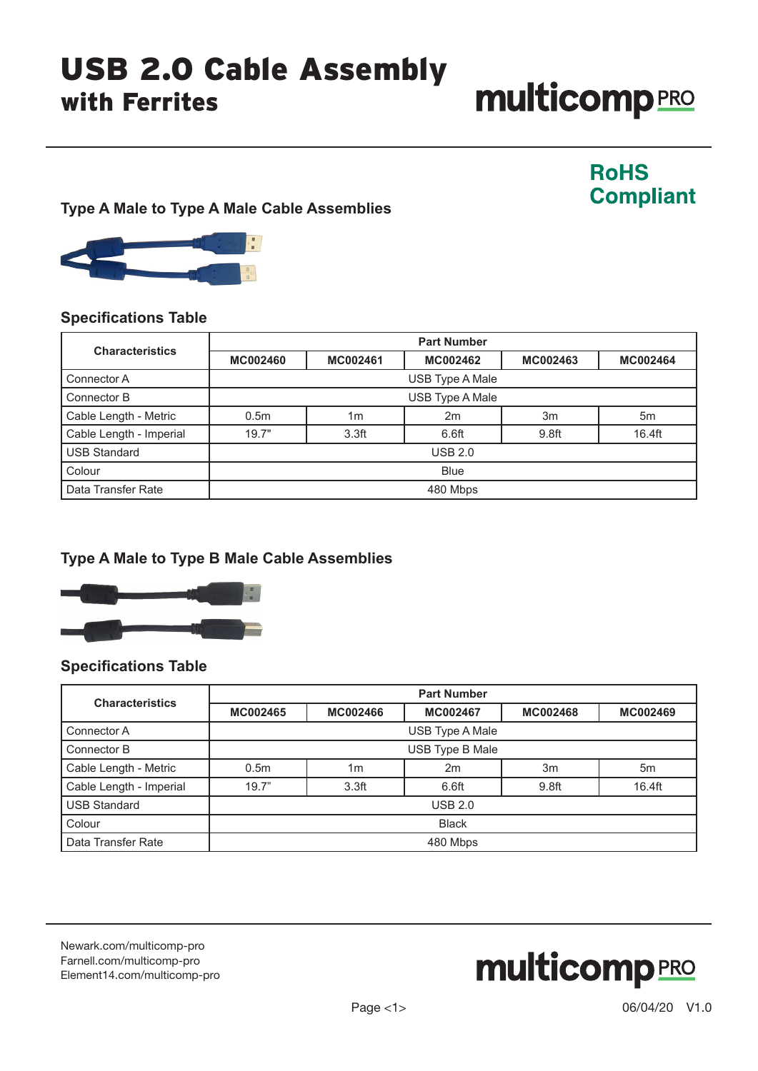# USB 2.0 Cable Assembly with Ferrites

multicomp PRO

**RoHS Compliant**

## Type A Male to Type A Male Cable Assemblies

### Specifications Table

| Characteristics | Part Number | | | | |
|---|---|---|---|---|---|
| | MC002460 | MC002461 | MC002462 | MC002463 | MC002464 |
| Connector A | USB Type A Male | | | | |
| Connector B | USB Type A Male | | | | |
| Cable Length - Metric | 0.5m | 1m | 2m | 3m | 5m |
| Cable Length - Imperial | 19.7" | 3.3ft | 6.6ft | 9.8ft | 16.4ft |
| USB Standard | USB 2.0 | | | | |
| Colour | Blue | | | | |
| Data Transfer Rate | 480 Mbps | | | | |

## Type A Male to Type B Male Cable Assemblies

### Specifications Table

| Characteristics | Part Number | | | | |
|---|---|---|---|---|---|
| | MC002465 | MC002466 | MC002467 | MC002468 | MC002469 |
| Connector A | USB Type A Male | | | | |
| Connector B | USB Type B Male | | | | |
| Cable Length - Metric | 0.5m | 1m | 2m | 3m | 5m |
| Cable Length - Imperial | 19.7" | 3.3ft | 6.6ft | 9.8ft | 16.4ft |
| USB Standard | USB 2.0 | | | | |
| Colour | Black | | | | |
| Data Transfer Rate | 480 Mbps | | | | |

Newark.com/multicomp-pro
Farnell.com/multicomp-pro
Element14.com/multicomp-pro

06/04/20 V1.0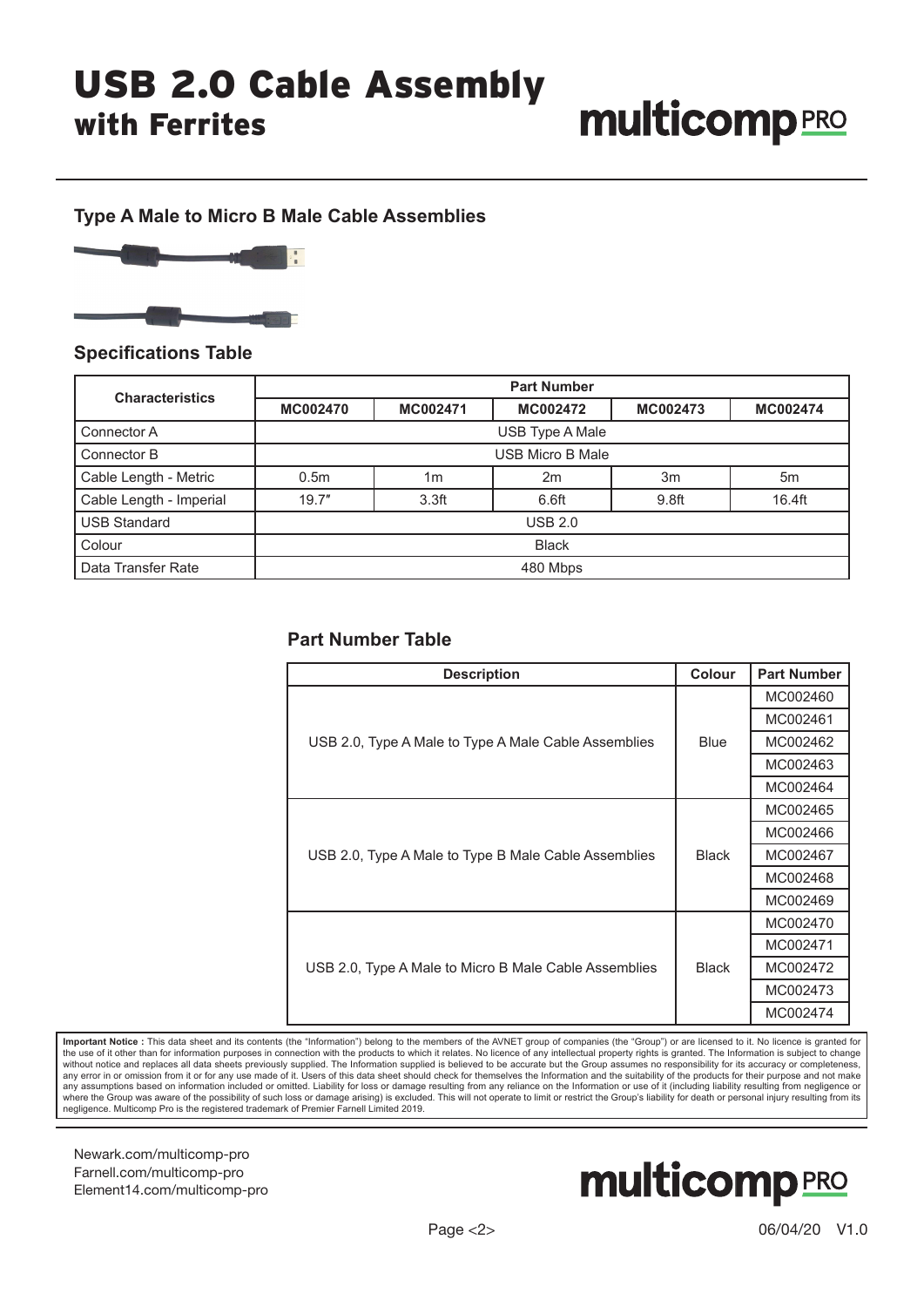# USB 2.0 Cable Assembly
## with Ferrites

### Type A Male to Micro B Male Cable Assemblies

### Specifications Table

| Characteristics | Part Number | | | | |
|---|---|---|---|---|---|
| | **MC002470** | **MC002471** | **MC002472** | **MC002473** | **MC002474** |
| Connector A | USB Type A Male | | | | |
| Connector B | USB Micro B Male | | | | |
| Cable Length - Metric | 0.5m | 1m | 2m | 3m | 5m |
| Cable Length - Imperial | 19.7″ | 3.3ft | 6.6ft | 9.8ft | 16.4ft |
| USB Standard | USB 2.0 | | | | |
| Colour | Black | | | | |
| Data Transfer Rate | 480 Mbps | | | | |

### Part Number Table

| Description | Colour | Part Number |
|---|---|---|
| USB 2.0, Type A Male to Type A Male Cable Assemblies | Blue | MC002460 |
| | | MC002461 |
| | | MC002462 |
| | | MC002463 |
| | | MC002464 |
| USB 2.0, Type A Male to Type B Male Cable Assemblies | Black | MC002465 |
| | | MC002466 |
| | | MC002467 |
| | | MC002468 |
| | | MC002469 |
| USB 2.0, Type A Male to Micro B Male Cable Assemblies | Black | MC002470 |
| | | MC002471 |
| | | MC002472 |
| | | MC002473 |
| | | MC002474 |

**Important Notice :** This data sheet and its contents (the "Information") belong to the members of the AVNET group of companies (the "Group") or are licensed to it. No licence is granted for the use of it other than for information purposes in connection with the products to which it relates. No licence of any intellectual property rights is granted. The Information is subject to change without notice and replaces all data sheets previously supplied. The Information supplied is believed to be accurate but the Group assumes no responsibility for its accuracy or completeness, any error in or omission from it or for any use made of it. Users of this data sheet should check for themselves the Information and the suitability of the products for their purpose and not make any assumptions based on information included or omitted. Liability for loss or damage resulting from any reliance on the Information or use of it (including liability resulting from negligence or where the Group was aware of the possibility of such loss or damage arising) is excluded. This will not operate to limit or restrict the Group's liability for death or personal injury resulting from its negligence. Multicomp Pro is the registered trademark of Premier Farnell Limited 2019.

Newark.com/multicomp-pro
Farnell.com/multicomp-pro
Element14.com/multicomp-pro

06/04/20 V1.0